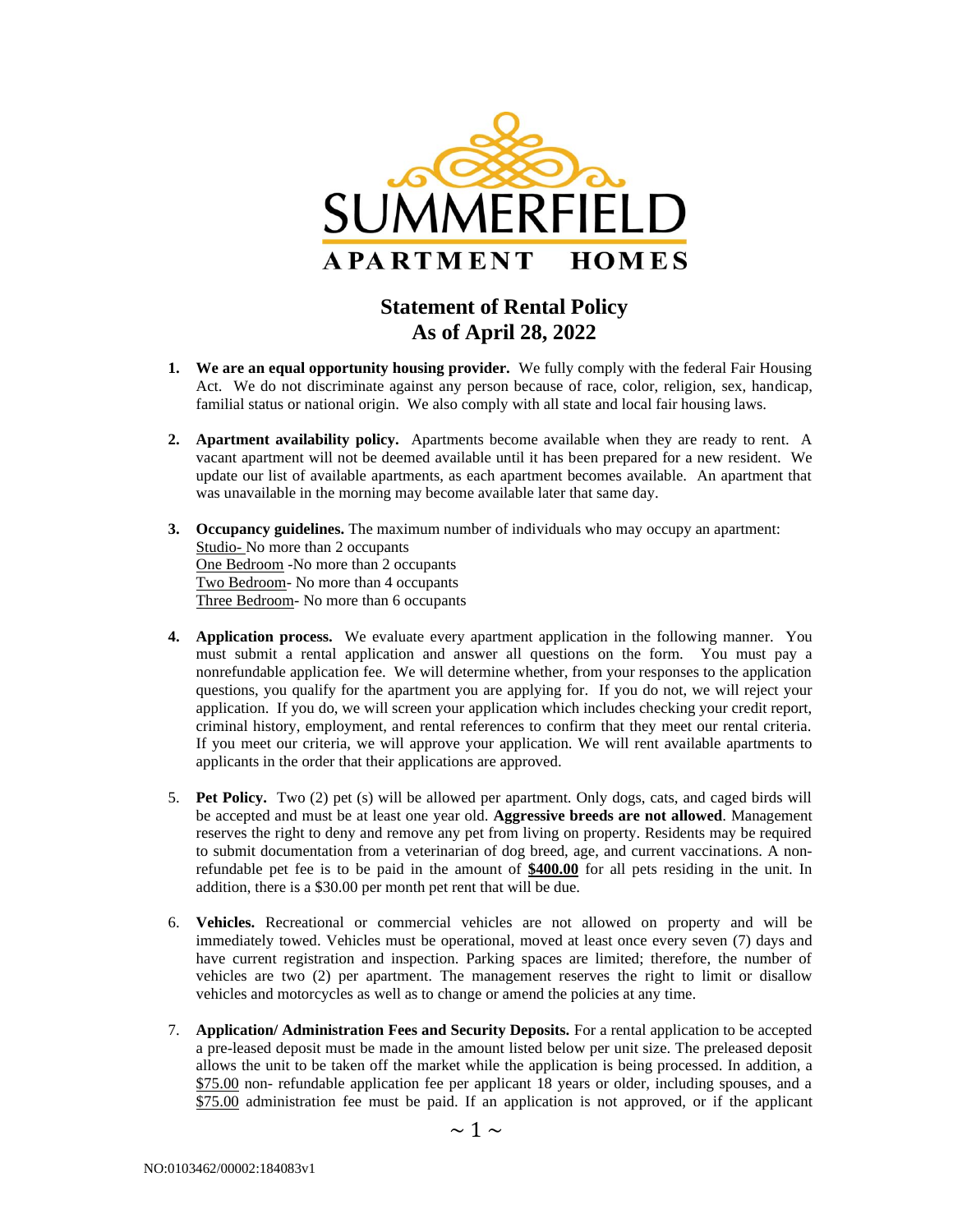SUMMERFIELD

APARTMENT HOMES

# Statement of Rental Policy
# As of April 28, 2022

1. **We are an equal opportunity housing provider.** We fully comply with the federal Fair Housing Act. We do not discriminate against any person because of race, color, religion, sex, handicap, familial status or national origin. We also comply with all state and local fair housing laws.

2. **Apartment availability policy.** Apartments become available when they are ready to rent. A vacant apartment will not be deemed available until it has been prepared for a new resident. We update our list of available apartments, as each apartment becomes available. An apartment that was unavailable in the morning may become available later that same day.

3. **Occupancy guidelines.** The maximum number of individuals who may occupy an apartment:
   Studio- No more than 2 occupants
   One Bedroom -No more than 2 occupants
   Two Bedroom- No more than 4 occupants
   Three Bedroom- No more than 6 occupants

4. **Application process.** We evaluate every apartment application in the following manner. You must submit a rental application and answer all questions on the form. You must pay a nonrefundable application fee. We will determine whether, from your responses to the application questions, you qualify for the apartment you are applying for. If you do not, we will reject your application. If you do, we will screen your application which includes checking your credit report, criminal history, employment, and rental references to confirm that they meet our rental criteria. If you meet our criteria, we will approve your application. We will rent available apartments to applicants in the order that their applications are approved.

5. **Pet Policy.** Two (2) pet (s) will be allowed per apartment. Only dogs, cats, and caged birds will be accepted and must be at least one year old. **Aggressive breeds are not allowed**. Management reserves the right to deny and remove any pet from living on property. Residents may be required to submit documentation from a veterinarian of dog breed, age, and current vaccinations. A non-refundable pet fee is to be paid in the amount of **$400.00** for all pets residing in the unit. In addition, there is a $30.00 per month pet rent that will be due.

6. **Vehicles.** Recreational or commercial vehicles are not allowed on property and will be immediately towed. Vehicles must be operational, moved at least once every seven (7) days and have current registration and inspection. Parking spaces are limited; therefore, the number of vehicles are two (2) per apartment. The management reserves the right to limit or disallow vehicles and motorcycles as well as to change or amend the policies at any time.

7. **Application/ Administration Fees and Security Deposits.** For a rental application to be accepted a pre-leased deposit must be made in the amount listed below per unit size. The preleased deposit allows the unit to be taken off the market while the application is being processed. In addition, a $75.00 non- refundable application fee per applicant 18 years or older, including spouses, and a $75.00 administration fee must be paid. If an application is not approved, or if the applicant

NO:0103462/00002:184083v1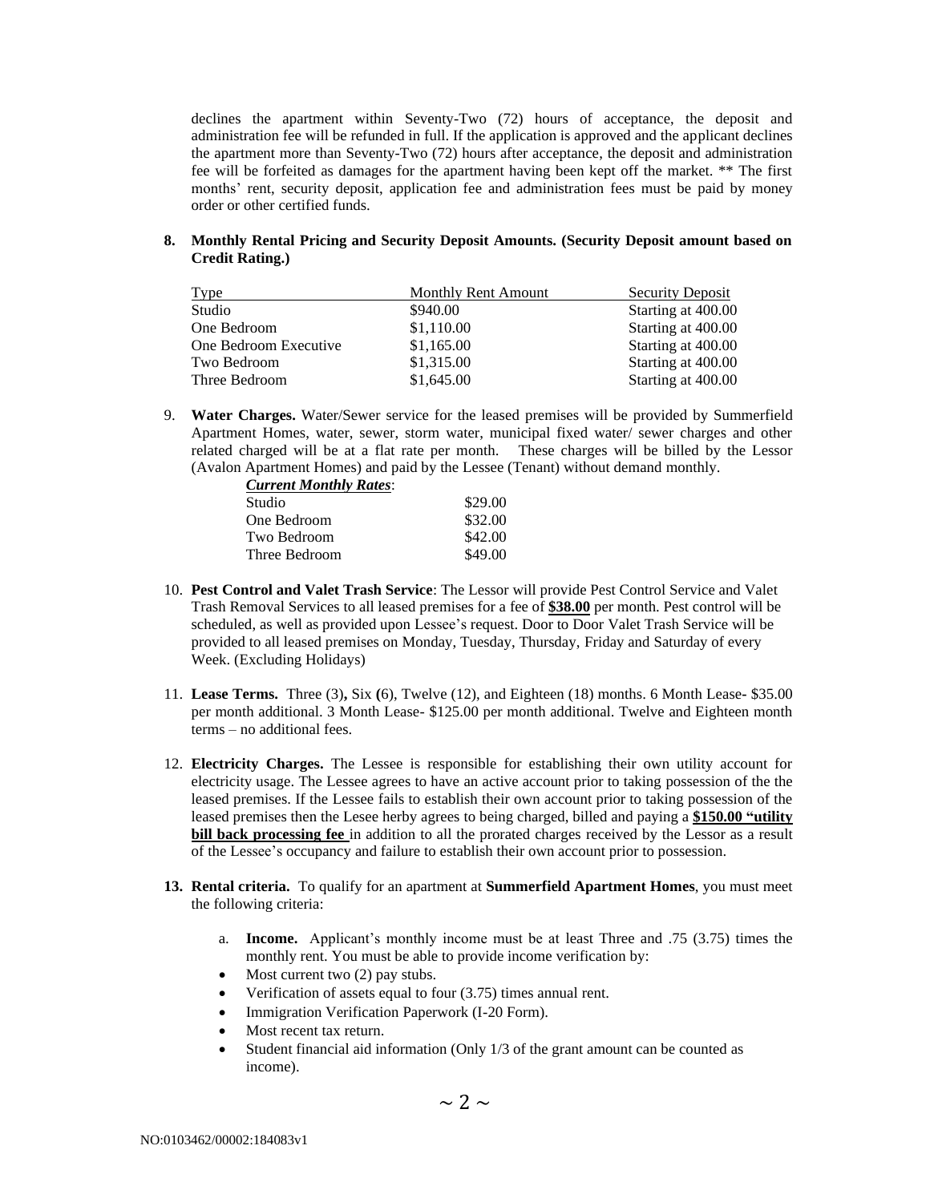declines the apartment within Seventy-Two (72) hours of acceptance, the deposit and administration fee will be refunded in full. If the application is approved and the applicant declines the apartment more than Seventy-Two (72) hours after acceptance, the deposit and administration fee will be forfeited as damages for the apartment having been kept off the market. ** The first months' rent, security deposit, application fee and administration fees must be paid by money order or other certified funds.

**8. Monthly Rental Pricing and Security Deposit Amounts. (Security Deposit amount based on Credit Rating.)**

| Type | Monthly Rent Amount | Security Deposit |
|---|---|---|
| Studio | $940.00 | Starting at 400.00 |
| One Bedroom | $1,110.00 | Starting at 400.00 |
| One Bedroom Executive | $1,165.00 | Starting at 400.00 |
| Two Bedroom | $1,315.00 | Starting at 400.00 |
| Three Bedroom | $1,645.00 | Starting at 400.00 |

9. **Water Charges.** Water/Sewer service for the leased premises will be provided by Summerfield Apartment Homes, water, sewer, storm water, municipal fixed water/ sewer charges and other related charged will be at a flat rate per month. These charges will be billed by the Lessor (Avalon Apartment Homes) and paid by the Lessee (Tenant) without demand monthly.

***Current Monthly Rates***:

| | |
|---|---|
| Studio | $29.00 |
| One Bedroom | $32.00 |
| Two Bedroom | $42.00 |
| Three Bedroom | $49.00 |

10. **Pest Control and Valet Trash Service**: The Lessor will provide Pest Control Service and Valet Trash Removal Services to all leased premises for a fee of **$38.00** per month. Pest control will be scheduled, as well as provided upon Lessee's request. Door to Door Valet Trash Service will be provided to all leased premises on Monday, Tuesday, Thursday, Friday and Saturday of every Week. (Excluding Holidays)

11. **Lease Terms.** Three (3)**,** Six **(**6), Twelve (12), and Eighteen (18) months. 6 Month Lease**-** $35.00 per month additional. 3 Month Lease- $125.00 per month additional. Twelve and Eighteen month terms – no additional fees.

12. **Electricity Charges.** The Lessee is responsible for establishing their own utility account for electricity usage. The Lessee agrees to have an active account prior to taking possession of the the leased premises. If the Lessee fails to establish their own account prior to taking possession of the leased premises then the Lesee herby agrees to being charged, billed and paying a **$150.00 "utility bill back processing fee** in addition to all the prorated charges received by the Lessor as a result of the Lessee's occupancy and failure to establish their own account prior to possession.

**13. Rental criteria.** To qualify for an apartment at **Summerfield Apartment Homes**, you must meet the following criteria:

a. **Income.** Applicant's monthly income must be at least Three and .75 (3.75) times the monthly rent. You must be able to provide income verification by:

- Most current two (2) pay stubs.
- Verification of assets equal to four (3.75) times annual rent.
- Immigration Verification Paperwork (I-20 Form).
- Most recent tax return.
- Student financial aid information (Only 1/3 of the grant amount can be counted as income).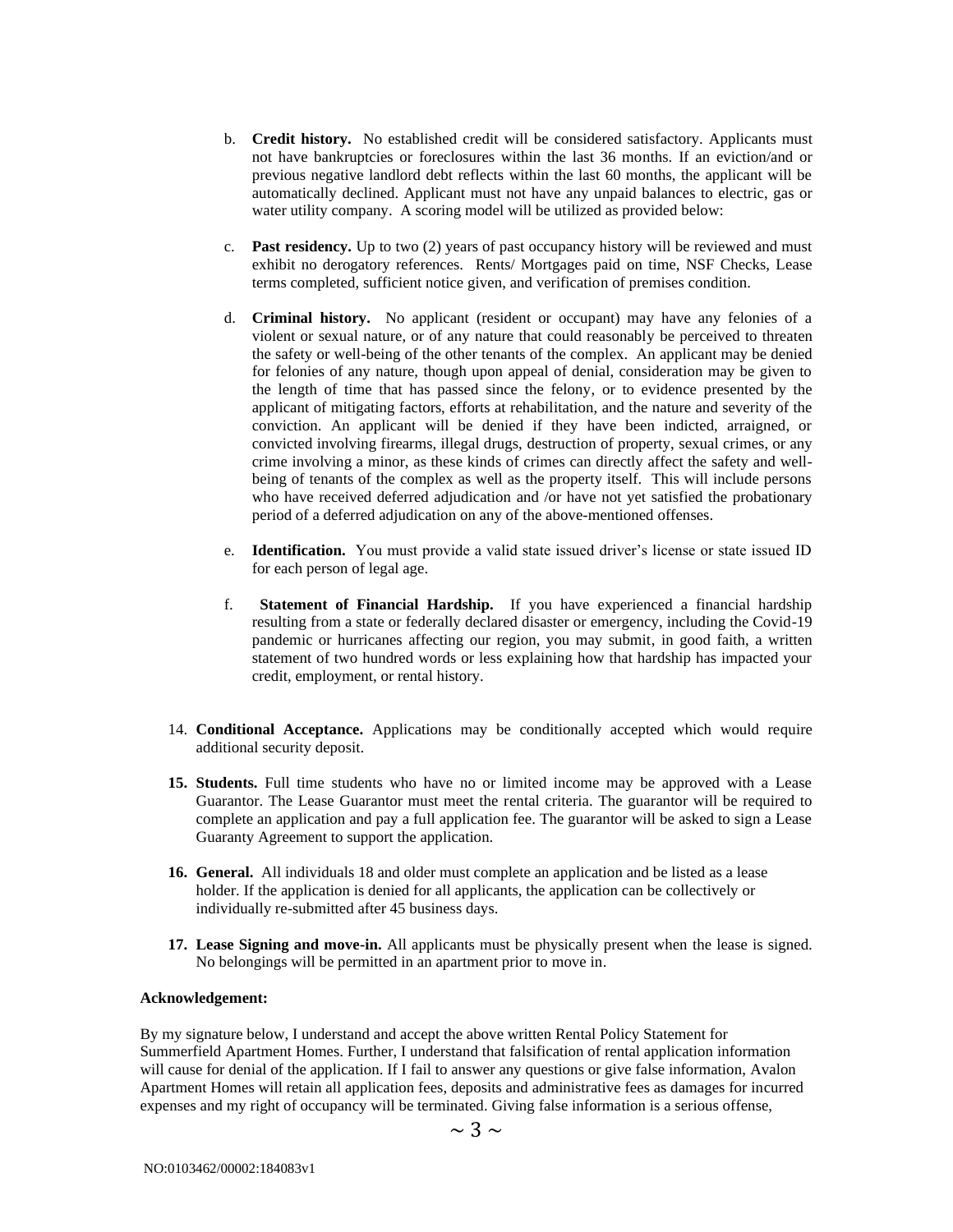b. **Credit history.** No established credit will be considered satisfactory. Applicants must not have bankruptcies or foreclosures within the last 36 months. If an eviction/and or previous negative landlord debt reflects within the last 60 months, the applicant will be automatically declined. Applicant must not have any unpaid balances to electric, gas or water utility company. A scoring model will be utilized as provided below:

c. **Past residency.** Up to two (2) years of past occupancy history will be reviewed and must exhibit no derogatory references. Rents/ Mortgages paid on time, NSF Checks, Lease terms completed, sufficient notice given, and verification of premises condition.

d. **Criminal history.** No applicant (resident or occupant) may have any felonies of a violent or sexual nature, or of any nature that could reasonably be perceived to threaten the safety or well-being of the other tenants of the complex. An applicant may be denied for felonies of any nature, though upon appeal of denial, consideration may be given to the length of time that has passed since the felony, or to evidence presented by the applicant of mitigating factors, efforts at rehabilitation, and the nature and severity of the conviction. An applicant will be denied if they have been indicted, arraigned, or convicted involving firearms, illegal drugs, destruction of property, sexual crimes, or any crime involving a minor, as these kinds of crimes can directly affect the safety and well-being of tenants of the complex as well as the property itself. This will include persons who have received deferred adjudication and /or have not yet satisfied the probationary period of a deferred adjudication on any of the above-mentioned offenses.

e. **Identification.** You must provide a valid state issued driver's license or state issued ID for each person of legal age.

f. **Statement of Financial Hardship.** If you have experienced a financial hardship resulting from a state or federally declared disaster or emergency, including the Covid-19 pandemic or hurricanes affecting our region, you may submit, in good faith, a written statement of two hundred words or less explaining how that hardship has impacted your credit, employment, or rental history.

14. **Conditional Acceptance.** Applications may be conditionally accepted which would require additional security deposit.

15. **Students.** Full time students who have no or limited income may be approved with a Lease Guarantor. The Lease Guarantor must meet the rental criteria. The guarantor will be required to complete an application and pay a full application fee. The guarantor will be asked to sign a Lease Guaranty Agreement to support the application.

16. **General.** All individuals 18 and older must complete an application and be listed as a lease holder. If the application is denied for all applicants, the application can be collectively or individually re-submitted after 45 business days.

17. **Lease Signing and move-in.** All applicants must be physically present when the lease is signed. No belongings will be permitted in an apartment prior to move in.

**Acknowledgement:**

By my signature below, I understand and accept the above written Rental Policy Statement for Summerfield Apartment Homes. Further, I understand that falsification of rental application information will cause for denial of the application. If I fail to answer any questions or give false information, Avalon Apartment Homes will retain all application fees, deposits and administrative fees as damages for incurred expenses and my right of occupancy will be terminated. Giving false information is a serious offense,

NO:0103462/00002:184083v1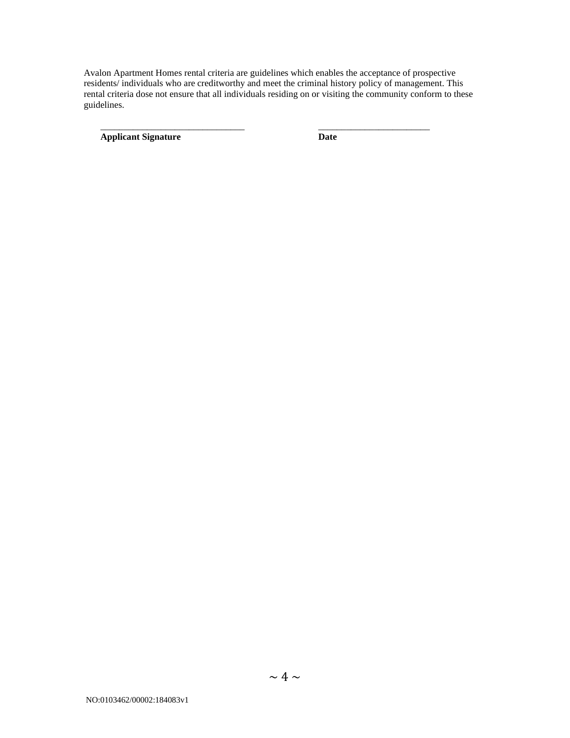Avalon Apartment Homes rental criteria are guidelines which enables the acceptance of prospective residents/ individuals who are creditworthy and meet the criminal history policy of management. This rental criteria dose not ensure that all individuals residing on or visiting the community conform to these guidelines.

| | |
|---|---|
| _______________________________ | _________________________ |
| **Applicant Signature** | **Date** |

NO:0103462/00002:184083v1